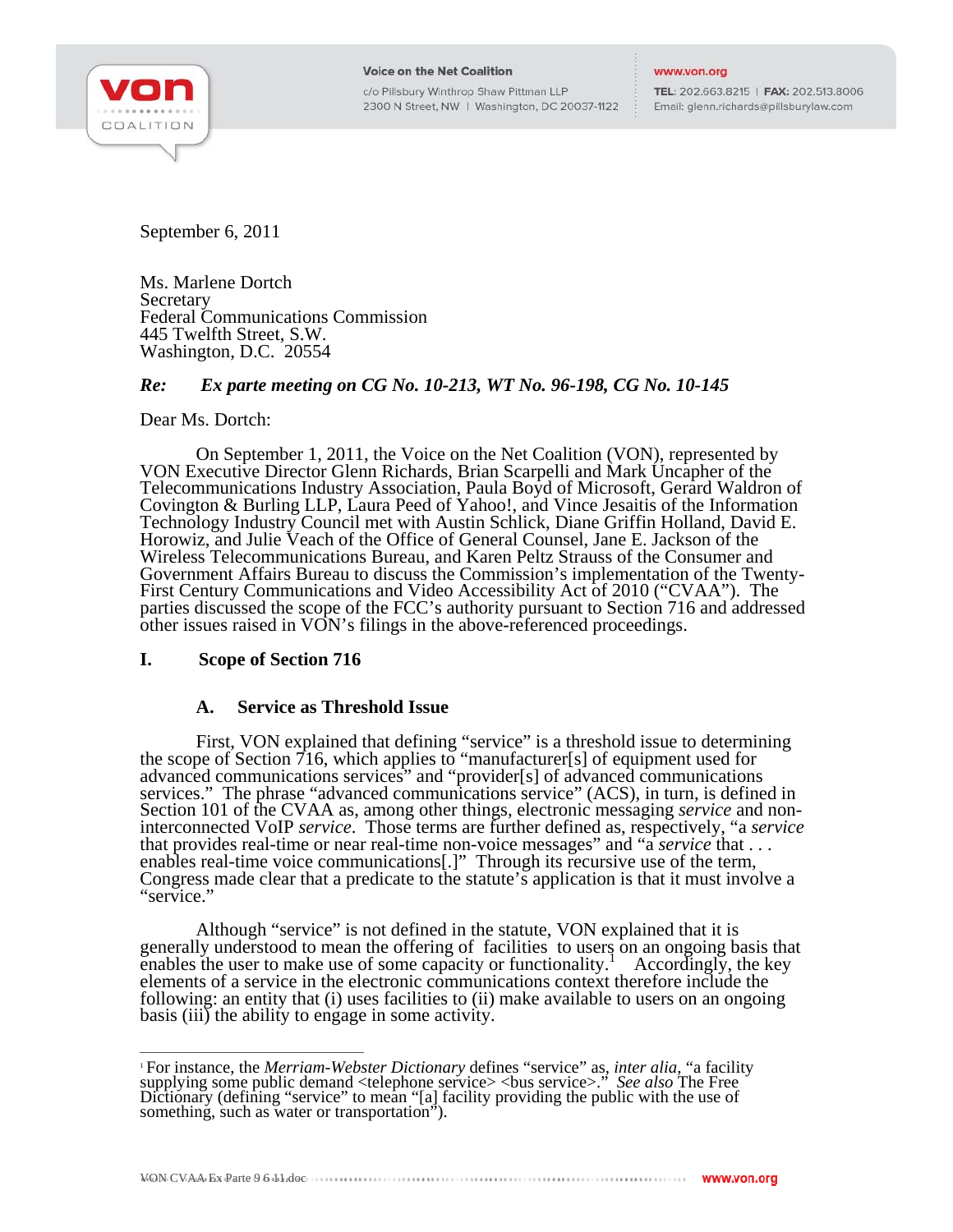Voice on the Net Coalition
c/o Pillsbury Winthrop Shaw Pittman LLP
2300 N Street, NW | Washington, DC 20037-1122

www.von.org
TEL: 202.663.8215 | FAX: 202.513.8006
Email: glenn.richards@pillsburylaw.com

September 6, 2011

Ms. Marlene Dortch
Secretary
Federal Communications Commission
445 Twelfth Street, S.W.
Washington, D.C. 20554

***Re: Ex parte meeting on CG No. 10-213, WT No. 96-198, CG No. 10-145***

Dear Ms. Dortch:

On September 1, 2011, the Voice on the Net Coalition (VON), represented by VON Executive Director Glenn Richards, Brian Scarpelli and Mark Uncapher of the Telecommunications Industry Association, Paula Boyd of Microsoft, Gerard Waldron of Covington & Burling LLP, Laura Peed of Yahoo!, and Vince Jesaitis of the Information Technology Industry Council met with Austin Schlick, Diane Griffin Holland, David E. Horowiz, and Julie Veach of the Office of General Counsel, Jane E. Jackson of the Wireless Telecommunications Bureau, and Karen Peltz Strauss of the Consumer and Government Affairs Bureau to discuss the Commission's implementation of the Twenty-First Century Communications and Video Accessibility Act of 2010 ("CVAA"). The parties discussed the scope of the FCC's authority pursuant to Section 716 and addressed other issues raised in VON's filings in the above-referenced proceedings.

## I. Scope of Section 716

### A. Service as Threshold Issue

First, VON explained that defining "service" is a threshold issue to determining the scope of Section 716, which applies to "manufacturer[s] of equipment used for advanced communications services" and "provider[s] of advanced communications services." The phrase "advanced communications service" (ACS), in turn, is defined in Section 101 of the CVAA as, among other things, electronic messaging *service* and non-interconnected VoIP *service*. Those terms are further defined as, respectively, "a *service* that provides real-time or near real-time non-voice messages" and "a *service* that . . . enables real-time voice communications[.]" Through its recursive use of the term, Congress made clear that a predicate to the statute's application is that it must involve a "service."

Although "service" is not defined in the statute, VON explained that it is generally understood to mean the offering of facilities to users on an ongoing basis that enables the user to make use of some capacity or functionality.[1] Accordingly, the key elements of a service in the electronic communications context therefore include the following: an entity that (i) uses facilities to (ii) make available to users on an ongoing basis (iii) the ability to engage in some activity.

[1] For instance, the *Merriam-Webster Dictionary* defines "service" as, *inter alia*, "a facility supplying some public demand <telephone service> <bus service>." *See also* The Free Dictionary (defining "service" to mean "[a] facility providing the public with the use of something, such as water or transportation").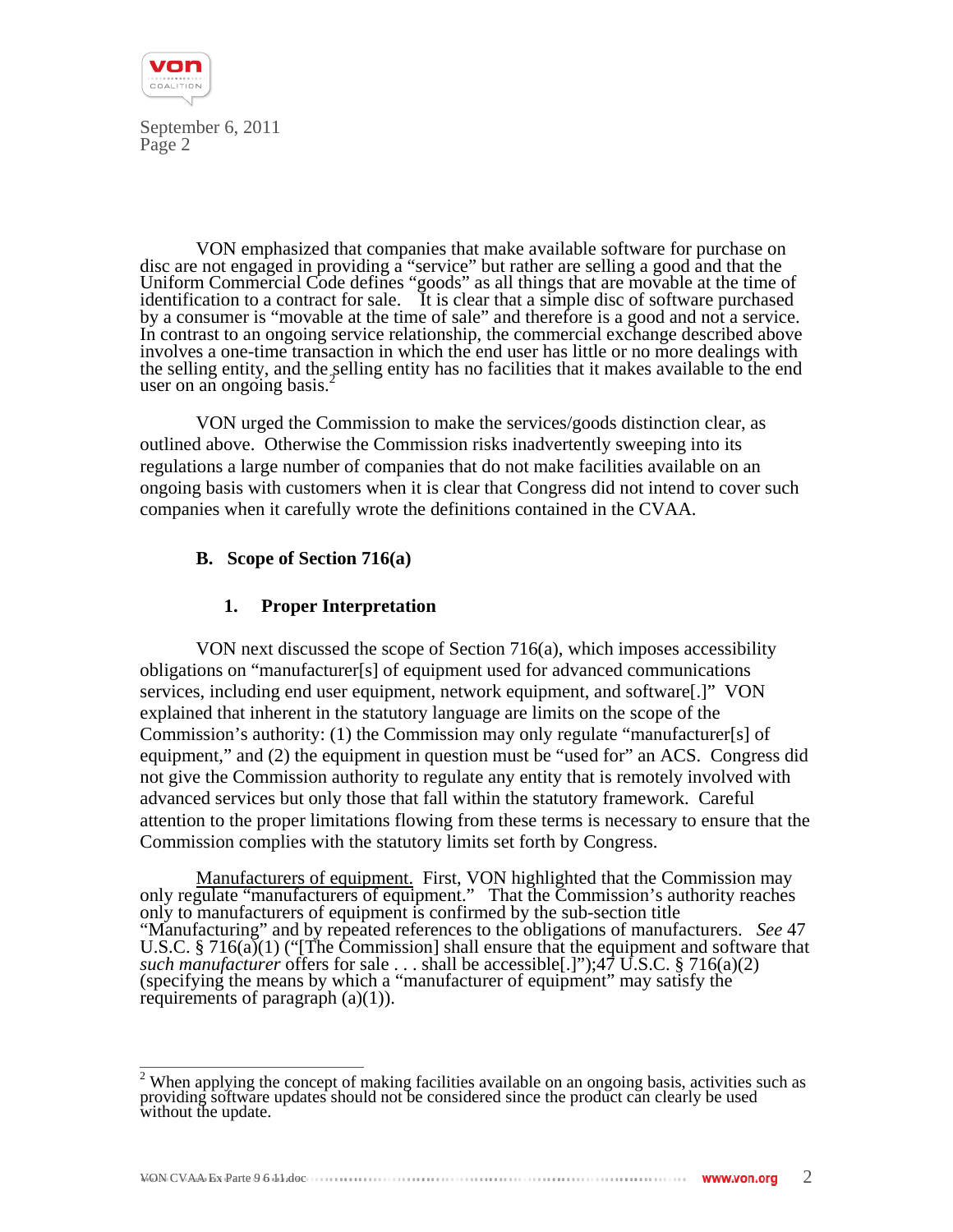VON emphasized that companies that make available software for purchase on disc are not engaged in providing a "service" but rather are selling a good and that the Uniform Commercial Code defines "goods" as all things that are movable at the time of identification to a contract for sale. It is clear that a simple disc of software purchased by a consumer is "movable at the time of sale" and therefore is a good and not a service. In contrast to an ongoing service relationship, the commercial exchange described above involves a one-time transaction in which the end user has little or no more dealings with the selling entity, and the selling entity has no facilities that it makes available to the end user on an ongoing basis.[2]

VON urged the Commission to make the services/goods distinction clear, as outlined above. Otherwise the Commission risks inadvertently sweeping into its regulations a large number of companies that do not make facilities available on an ongoing basis with customers when it is clear that Congress did not intend to cover such companies when it carefully wrote the definitions contained in the CVAA.

### B. Scope of Section 716(a)

#### 1. Proper Interpretation

VON next discussed the scope of Section 716(a), which imposes accessibility obligations on "manufacturer[s] of equipment used for advanced communications services, including end user equipment, network equipment, and software[.]" VON explained that inherent in the statutory language are limits on the scope of the Commission's authority: (1) the Commission may only regulate "manufacturer[s] of equipment," and (2) the equipment in question must be "used for" an ACS. Congress did not give the Commission authority to regulate any entity that is remotely involved with advanced services but only those that fall within the statutory framework. Careful attention to the proper limitations flowing from these terms is necessary to ensure that the Commission complies with the statutory limits set forth by Congress.

Manufacturers of equipment. First, VON highlighted that the Commission may only regulate "manufacturers of equipment." That the Commission's authority reaches only to manufacturers of equipment is confirmed by the sub-section title "Manufacturing" and by repeated references to the obligations of manufacturers. *See* 47 U.S.C. § 716(a)(1) ("[The Commission] shall ensure that the equipment and software that *such manufacturer* offers for sale . . . shall be accessible[.]");47 U.S.C. § 716(a)(2) (specifying the means by which a "manufacturer of equipment" may satisfy the requirements of paragraph (a)(1)).

---

[2] When applying the concept of making facilities available on an ongoing basis, activities such as providing software updates should not be considered since the product can clearly be used without the update.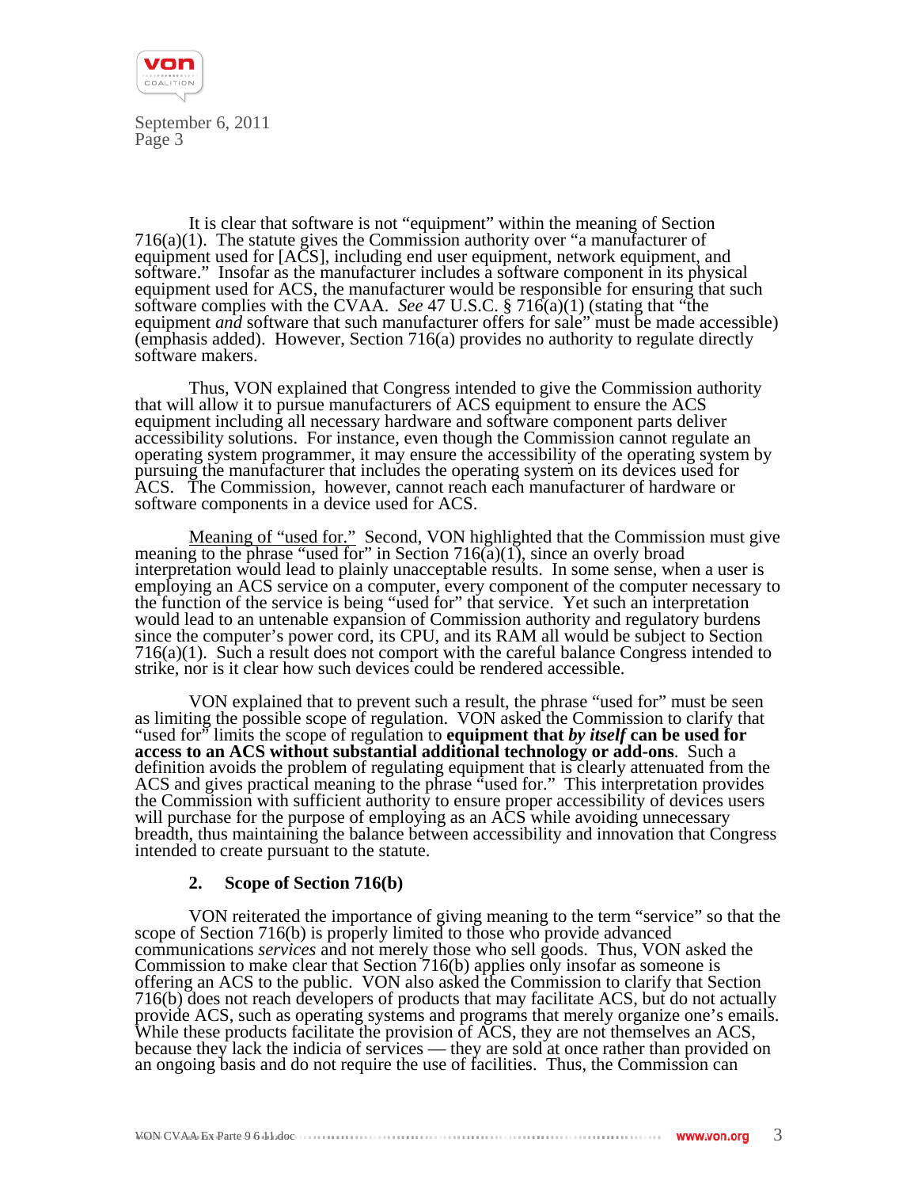It is clear that software is not "equipment" within the meaning of Section 716(a)(1). The statute gives the Commission authority over "a manufacturer of equipment used for [ACS], including end user equipment, network equipment, and software." Insofar as the manufacturer includes a software component in its physical equipment used for ACS, the manufacturer would be responsible for ensuring that such software complies with the CVAA. *See* 47 U.S.C. § 716(a)(1) (stating that "the equipment *and* software that such manufacturer offers for sale" must be made accessible) (emphasis added). However, Section 716(a) provides no authority to regulate directly software makers.

Thus, VON explained that Congress intended to give the Commission authority that will allow it to pursue manufacturers of ACS equipment to ensure the ACS equipment including all necessary hardware and software component parts deliver accessibility solutions. For instance, even though the Commission cannot regulate an operating system programmer, it may ensure the accessibility of the operating system by pursuing the manufacturer that includes the operating system on its devices used for ACS. The Commission, however, cannot reach each manufacturer of hardware or software components in a device used for ACS.

Meaning of "used for." Second, VON highlighted that the Commission must give meaning to the phrase "used for" in Section 716(a)(1), since an overly broad interpretation would lead to plainly unacceptable results. In some sense, when a user is employing an ACS service on a computer, every component of the computer necessary to the function of the service is being "used for" that service. Yet such an interpretation would lead to an untenable expansion of Commission authority and regulatory burdens since the computer's power cord, its CPU, and its RAM all would be subject to Section 716(a)(1). Such a result does not comport with the careful balance Congress intended to strike, nor is it clear how such devices could be rendered accessible.

VON explained that to prevent such a result, the phrase "used for" must be seen as limiting the possible scope of regulation. VON asked the Commission to clarify that "used for" limits the scope of regulation to **equipment that *by itself* can be used for access to an ACS without substantial additional technology or add-ons**. Such a definition avoids the problem of regulating equipment that is clearly attenuated from the ACS and gives practical meaning to the phrase "used for." This interpretation provides the Commission with sufficient authority to ensure proper accessibility of devices users will purchase for the purpose of employing as an ACS while avoiding unnecessary breadth, thus maintaining the balance between accessibility and innovation that Congress intended to create pursuant to the statute.

### 2. Scope of Section 716(b)

VON reiterated the importance of giving meaning to the term "service" so that the scope of Section 716(b) is properly limited to those who provide advanced communications *services* and not merely those who sell goods. Thus, VON asked the Commission to make clear that Section 716(b) applies only insofar as someone is offering an ACS to the public. VON also asked the Commission to clarify that Section 716(b) does not reach developers of products that may facilitate ACS, but do not actually provide ACS, such as operating systems and programs that merely organize one's emails. While these products facilitate the provision of ACS, they are not themselves an ACS, because they lack the indicia of services — they are sold at once rather than provided on an ongoing basis and do not require the use of facilities. Thus, the Commission can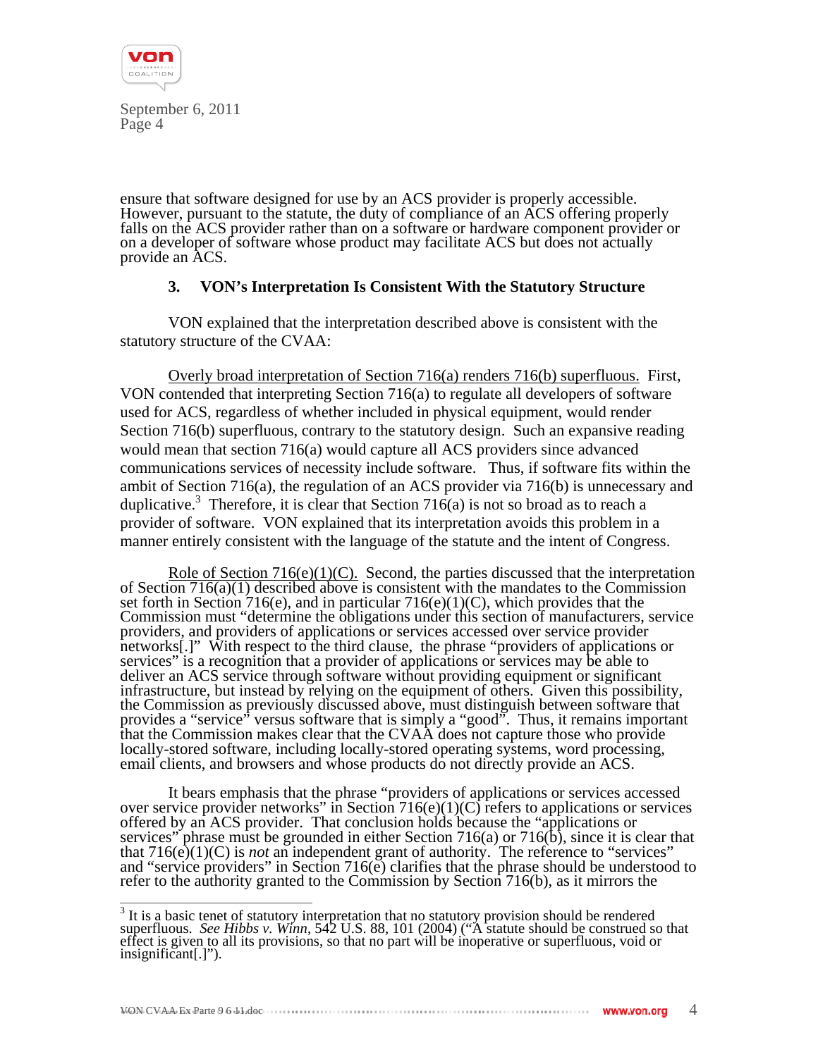ensure that software designed for use by an ACS provider is properly accessible. However, pursuant to the statute, the duty of compliance of an ACS offering properly falls on the ACS provider rather than on a software or hardware component provider or on a developer of software whose product may facilitate ACS but does not actually provide an ACS.

### 3. VON's Interpretation Is Consistent With the Statutory Structure

VON explained that the interpretation described above is consistent with the statutory structure of the CVAA:

Overly broad interpretation of Section 716(a) renders 716(b) superfluous. First, VON contended that interpreting Section 716(a) to regulate all developers of software used for ACS, regardless of whether included in physical equipment, would render Section 716(b) superfluous, contrary to the statutory design. Such an expansive reading would mean that section 716(a) would capture all ACS providers since advanced communications services of necessity include software. Thus, if software fits within the ambit of Section 716(a), the regulation of an ACS provider via 716(b) is unnecessary and duplicative.[3] Therefore, it is clear that Section 716(a) is not so broad as to reach a provider of software. VON explained that its interpretation avoids this problem in a manner entirely consistent with the language of the statute and the intent of Congress.

Role of Section 716(e)(1)(C). Second, the parties discussed that the interpretation of Section 716(a)(1) described above is consistent with the mandates to the Commission set forth in Section 716(e), and in particular 716(e)(1)(C), which provides that the Commission must "determine the obligations under this section of manufacturers, service providers, and providers of applications or services accessed over service provider networks[.]" With respect to the third clause, the phrase "providers of applications or services" is a recognition that a provider of applications or services may be able to deliver an ACS service through software without providing equipment or significant infrastructure, but instead by relying on the equipment of others. Given this possibility, the Commission as previously discussed above, must distinguish between software that provides a "service" versus software that is simply a "good". Thus, it remains important that the Commission makes clear that the CVAA does not capture those who provide locally-stored software, including locally-stored operating systems, word processing, email clients, and browsers and whose products do not directly provide an ACS.

It bears emphasis that the phrase "providers of applications or services accessed over service provider networks" in Section 716(e)(1)(C) refers to applications or services offered by an ACS provider. That conclusion holds because the "applications or services" phrase must be grounded in either Section 716(a) or 716(b), since it is clear that that 716(e)(1)(C) is *not* an independent grant of authority. The reference to "services" and "service providers" in Section 716(e) clarifies that the phrase should be understood to refer to the authority granted to the Commission by Section 716(b), as it mirrors the

---

[3] It is a basic tenet of statutory interpretation that no statutory provision should be rendered superfluous. *See Hibbs v. Winn*, 542 U.S. 88, 101 (2004) ("A statute should be construed so that effect is given to all its provisions, so that no part will be inoperative or superfluous, void or insignificant[.]").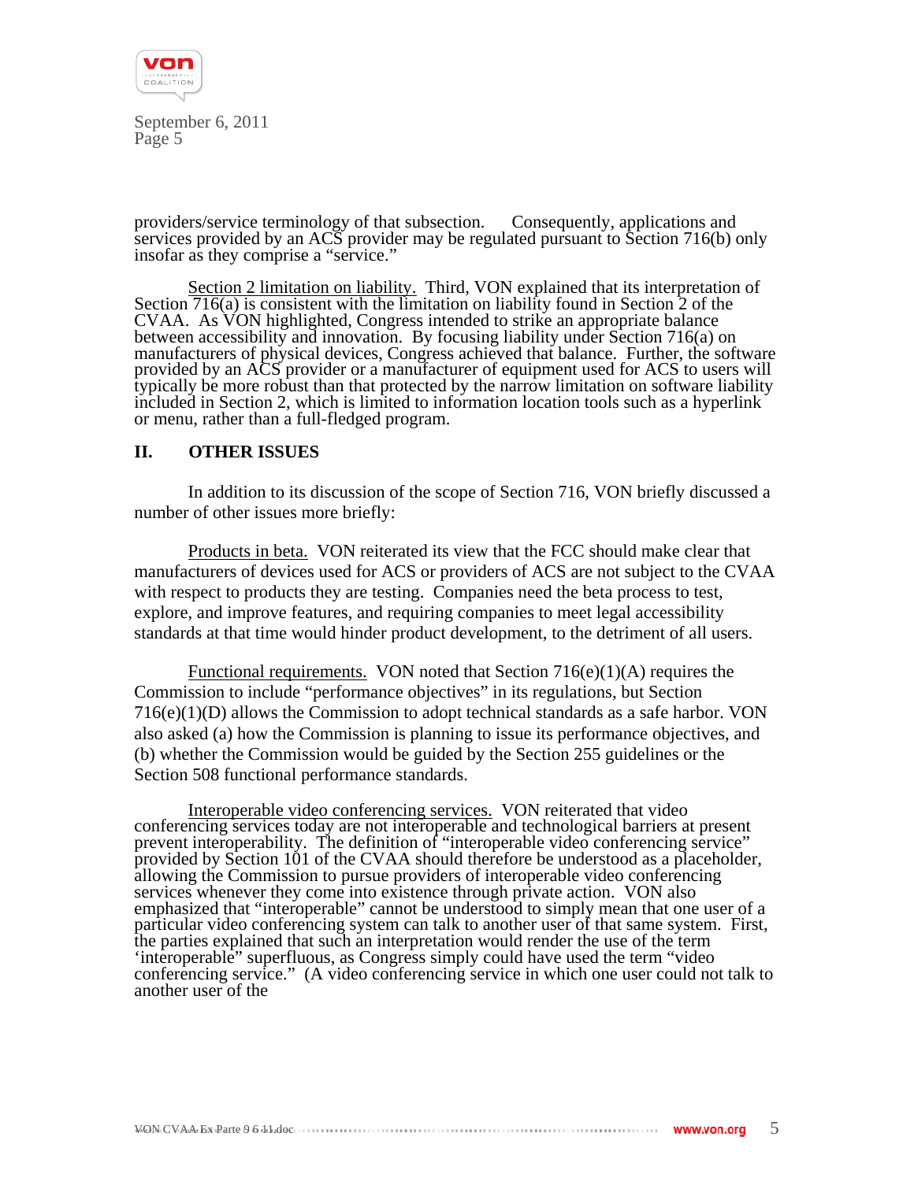providers/service terminology of that subsection. Consequently, applications and services provided by an ACS provider may be regulated pursuant to Section 716(b) only insofar as they comprise a "service."

Section 2 limitation on liability. Third, VON explained that its interpretation of Section 716(a) is consistent with the limitation on liability found in Section 2 of the CVAA. As VON highlighted, Congress intended to strike an appropriate balance between accessibility and innovation. By focusing liability under Section 716(a) on manufacturers of physical devices, Congress achieved that balance. Further, the software provided by an ACS provider or a manufacturer of equipment used for ACS to users will typically be more robust than that protected by the narrow limitation on software liability included in Section 2, which is limited to information location tools such as a hyperlink or menu, rather than a full-fledged program.

## II. OTHER ISSUES

In addition to its discussion of the scope of Section 716, VON briefly discussed a number of other issues more briefly:

Products in beta. VON reiterated its view that the FCC should make clear that manufacturers of devices used for ACS or providers of ACS are not subject to the CVAA with respect to products they are testing. Companies need the beta process to test, explore, and improve features, and requiring companies to meet legal accessibility standards at that time would hinder product development, to the detriment of all users.

Functional requirements. VON noted that Section 716(e)(1)(A) requires the Commission to include "performance objectives" in its regulations, but Section 716(e)(1)(D) allows the Commission to adopt technical standards as a safe harbor. VON also asked (a) how the Commission is planning to issue its performance objectives, and (b) whether the Commission would be guided by the Section 255 guidelines or the Section 508 functional performance standards.

Interoperable video conferencing services. VON reiterated that video conferencing services today are not interoperable and technological barriers at present prevent interoperability. The definition of "interoperable video conferencing service" provided by Section 101 of the CVAA should therefore be understood as a placeholder, allowing the Commission to pursue providers of interoperable video conferencing services whenever they come into existence through private action. VON also emphasized that "interoperable" cannot be understood to simply mean that one user of a particular video conferencing system can talk to another user of that same system. First, the parties explained that such an interpretation would render the use of the term 'interoperable" superfluous, as Congress simply could have used the term "video conferencing service." (A video conferencing service in which one user could not talk to another user of the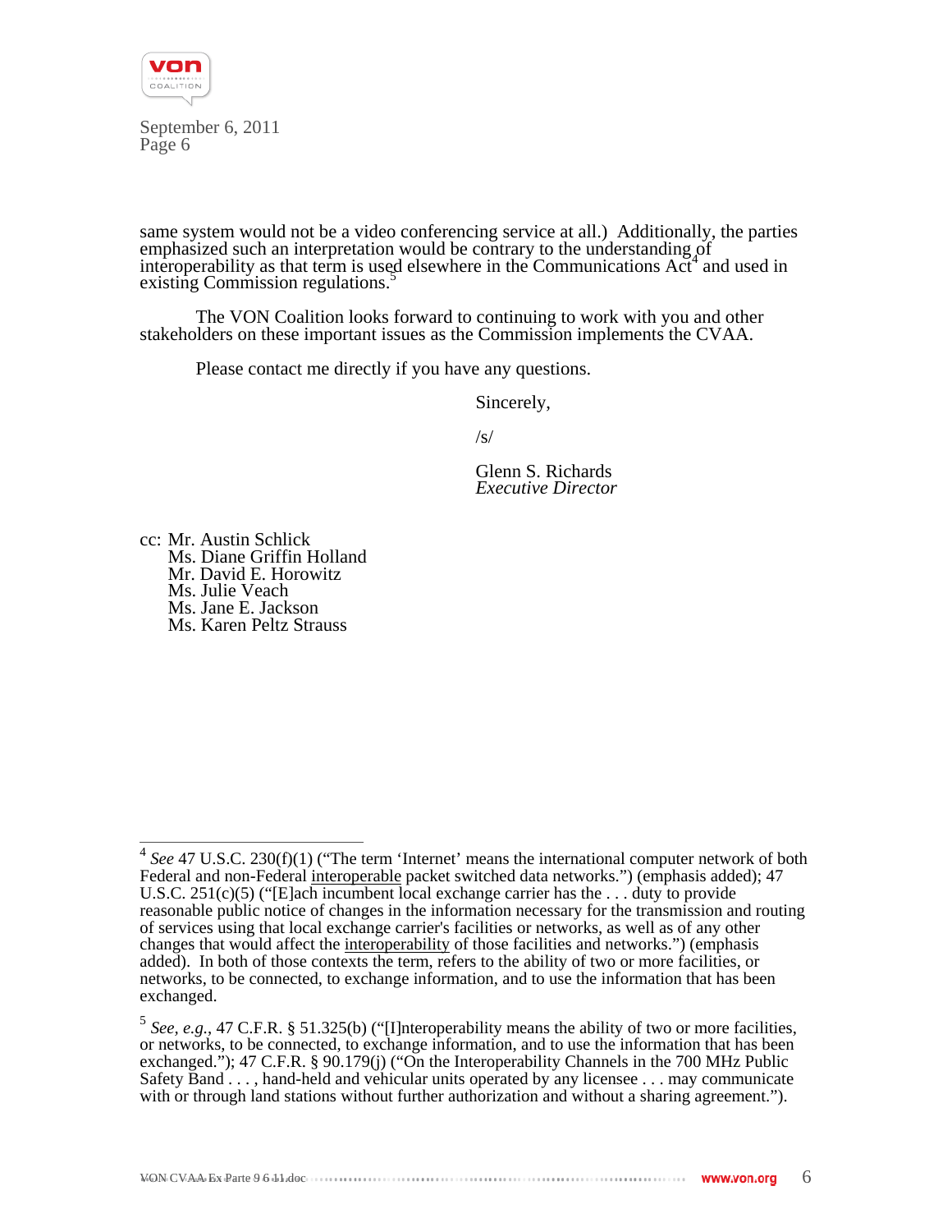same system would not be a video conferencing service at all.) Additionally, the parties emphasized such an interpretation would be contrary to the understanding of interoperability as that term is used elsewhere in the Communications Act[4] and used in existing Commission regulations.[5]

The VON Coalition looks forward to continuing to work with you and other stakeholders on these important issues as the Commission implements the CVAA.

Please contact me directly if you have any questions.

Sincerely,

/s/

Glenn S. Richards
*Executive Director*

cc: Mr. Austin Schlick
Ms. Diane Griffin Holland
Mr. David E. Horowitz
Ms. Julie Veach
Ms. Jane E. Jackson
Ms. Karen Peltz Strauss

---

[4] *See* 47 U.S.C. 230(f)(1) ("The term 'Internet' means the international computer network of both Federal and non-Federal interoperable packet switched data networks.") (emphasis added); 47 U.S.C. 251(c)(5) ("[E]ach incumbent local exchange carrier has the . . . duty to provide reasonable public notice of changes in the information necessary for the transmission and routing of services using that local exchange carrier's facilities or networks, as well as of any other changes that would affect the interoperability of those facilities and networks.") (emphasis added). In both of those contexts the term, refers to the ability of two or more facilities, or networks, to be connected, to exchange information, and to use the information that has been exchanged.

[5] *See, e.g.*, 47 C.F.R. § 51.325(b) ("[I]nteroperability means the ability of two or more facilities, or networks, to be connected, to exchange information, and to use the information that has been exchanged."); 47 C.F.R. § 90.179(j) ("On the Interoperability Channels in the 700 MHz Public Safety Band . . . , hand-held and vehicular units operated by any licensee . . . may communicate with or through land stations without further authorization and without a sharing agreement.").